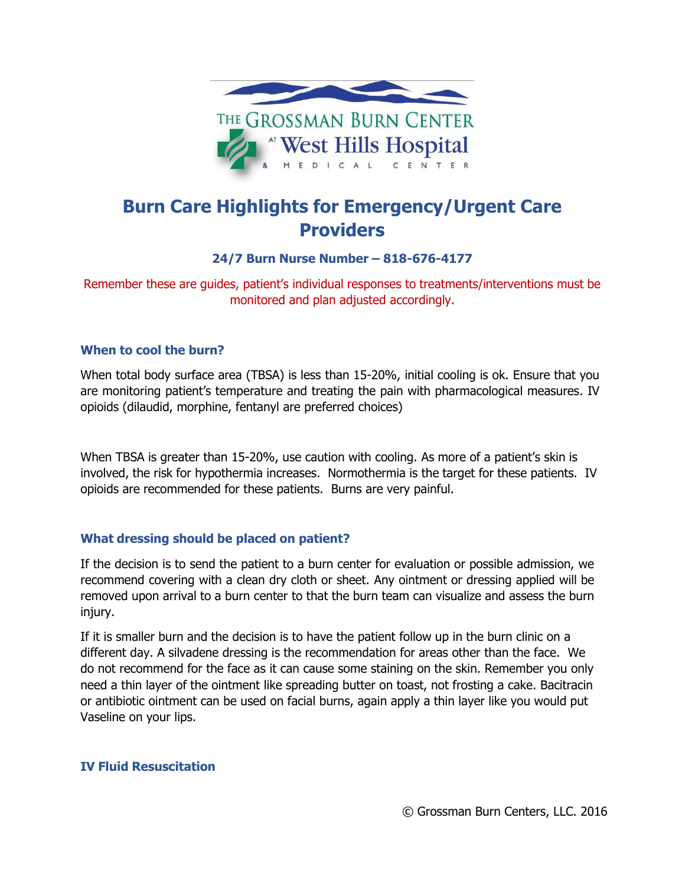THE GROSSMAN BURN CENTER AT West Hills Hospital & MEDICAL CENTER

# Burn Care Highlights for Emergency/Urgent Care Providers

**24/7 Burn Nurse Number – 818-676-4177**

Remember these are guides, patient's individual responses to treatments/interventions must be monitored and plan adjusted accordingly.

### When to cool the burn?

When total body surface area (TBSA) is less than 15-20%, initial cooling is ok. Ensure that you are monitoring patient's temperature and treating the pain with pharmacological measures. IV opioids (dilaudid, morphine, fentanyl are preferred choices)

When TBSA is greater than 15-20%, use caution with cooling. As more of a patient's skin is involved, the risk for hypothermia increases. Normothermia is the target for these patients. IV opioids are recommended for these patients. Burns are very painful.

### What dressing should be placed on patient?

If the decision is to send the patient to a burn center for evaluation or possible admission, we recommend covering with a clean dry cloth or sheet. Any ointment or dressing applied will be removed upon arrival to a burn center to that the burn team can visualize and assess the burn injury.

If it is smaller burn and the decision is to have the patient follow up in the burn clinic on a different day. A silvadene dressing is the recommendation for areas other than the face. We do not recommend for the face as it can cause some staining on the skin. Remember you only need a thin layer of the ointment like spreading butter on toast, not frosting a cake. Bacitracin or antibiotic ointment can be used on facial burns, again apply a thin layer like you would put Vaseline on your lips.

### IV Fluid Resuscitation

© Grossman Burn Centers, LLC. 2016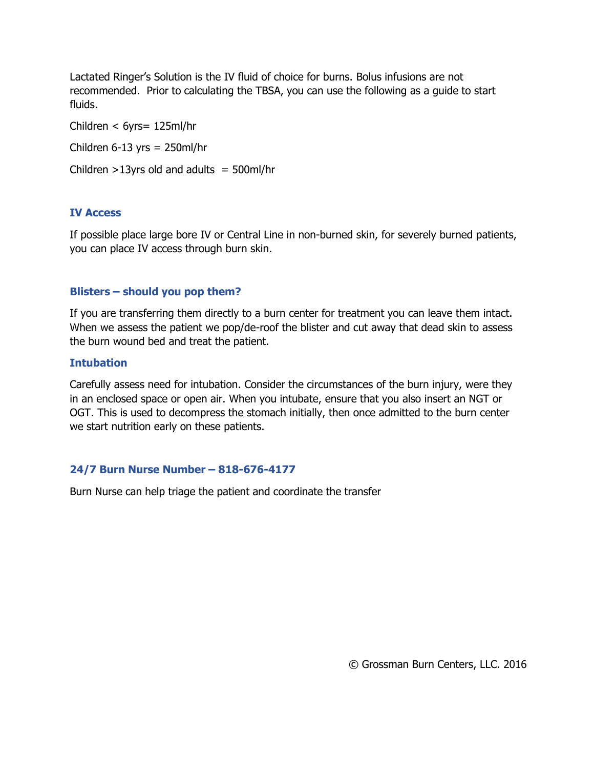Lactated Ringer's Solution is the IV fluid of choice for burns. Bolus infusions are not recommended. Prior to calculating the TBSA, you can use the following as a guide to start fluids.

Children < 6yrs= 125ml/hr

Children 6-13 yrs = 250ml/hr

Children >13yrs old and adults = 500ml/hr

## IV Access

If possible place large bore IV or Central Line in non-burned skin, for severely burned patients, you can place IV access through burn skin.

## Blisters – should you pop them?

If you are transferring them directly to a burn center for treatment you can leave them intact. When we assess the patient we pop/de-roof the blister and cut away that dead skin to assess the burn wound bed and treat the patient.

## Intubation

Carefully assess need for intubation. Consider the circumstances of the burn injury, were they in an enclosed space or open air. When you intubate, ensure that you also insert an NGT or OGT. This is used to decompress the stomach initially, then once admitted to the burn center we start nutrition early on these patients.

## 24/7 Burn Nurse Number – 818-676-4177

Burn Nurse can help triage the patient and coordinate the transfer

© Grossman Burn Centers, LLC. 2016